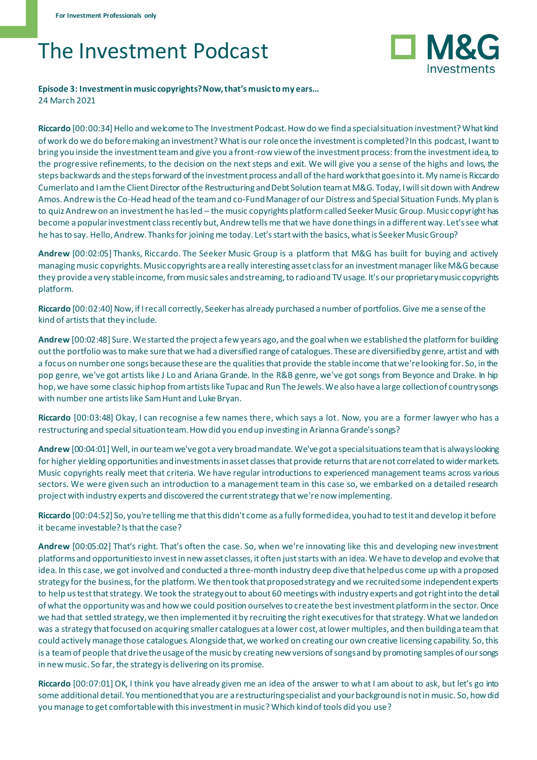For Investment Professionals only

# The Investment Podcast

M&G Investments

**Episode 3: Investment in music copyrights? Now, that's music to my ears...**
24 March 2021

**Riccardo** [00:00:34] Hello and welcome to The Investment Podcast. How do we find a special situation investment? What kind of work do we do before making an investment? What is our role once the investment is completed? In this podcast, I want to bring you inside the investment team and give you a front-row view of the investment process: from the investment idea, to the progressive refinements, to the decision on the next steps and exit. We will give you a sense of the highs and lows, the steps backwards and the steps forward of the investment process and all of the hard work that goes into it. My name is Riccardo Cumerlato and I am the Client Director of the Restructuring and Debt Solution team at M&G. Today, I will sit down with Andrew Amos. Andrew is the Co-Head head of the team and co-Fund Manager of our Distress and Special Situation Funds. My plan is to quiz Andrew on an investment he has led – the music copyrights platform called Seeker Music Group. Music copyright has become a popular investment class recently but, Andrew tells me that we have done things in a different way. Let's see what he has to say. Hello, Andrew. Thanks for joining me today. Let's start with the basics, what is Seeker Music Group?

**Andrew** [00:02:05] Thanks, Riccardo. The Seeker Music Group is a platform that M&G has built for buying and actively managing music copyrights. Music copyrights are a really interesting asset class for an investment manager like M&G because they provide a very stable income, from music sales and streaming, to radio and TV usage. It's our proprietary music copyrights platform.

**Riccardo** [00:02:40] Now, if I recall correctly, Seeker has already purchased a number of portfolios. Give me a sense of the kind of artists that they include.

**Andrew** [00:02:48] Sure. We started the project a few years ago, and the goal when we established the platform for building out the portfolio was to make sure that we had a diversified range of catalogues. These are diversified by genre, artist and with a focus on number one songs because these are the qualities that provide the stable income that we're looking for. So, in the pop genre, we've got artists like J Lo and Ariana Grande. In the R&B genre, we've got songs from Beyonce and Drake. In hip hop, we have some classic hip hop from artists like Tupac and Run The Jewels. We also have a large collection of country songs with number one artists like Sam Hunt and Luke Bryan.

**Riccardo** [00:03:48] Okay, I can recognise a few names there, which says a lot. Now, you are a former lawyer who has a restructuring and special situation team. How did you end up investing in Arianna Grande's songs?

**Andrew** [00:04:01] Well, in our team we've got a very broad mandate. We've got a special situations team that is always looking for higher yielding opportunities and investments in asset classes that provide returns that are not correlated to wider markets. Music copyrights really meet that criteria. We have regular introductions to experienced management teams across various sectors. We were given such an introduction to a management team in this case so, we embarked on a detailed research project with industry experts and discovered the current strategy that we're now implementing.

**Riccardo** [00:04:52] So, you're telling me that this didn't come as a fully formed idea, you had to test it and develop it before it became investable? Is that the case?

**Andrew** [00:05:02] That's right. That's often the case. So, when we're innovating like this and developing new investment platforms and opportunities to invest in new asset classes, it often just starts with an idea. We have to develop and evolve that idea. In this case, we got involved and conducted a three-month industry deep dive that helped us come up with a proposed strategy for the business, for the platform. We then took that proposed strategy and we recruited some independent experts to help us test that strategy. We took the strategy out to about 60 meetings with industry experts and got right into the detail of what the opportunity was and how we could position ourselves to create the best investment platform in the sector. Once we had that settled strategy, we then implemented it by recruiting the right executives for that strategy. What we landed on was a strategy that focused on acquiring smaller catalogues at a lower cost, at lower multiples, and then building a team that could actively manage those catalogues. Alongside that, we worked on creating our own creative licensing capability. So, this is a team of people that drive the usage of the music by creating new versions of songs and by promoting samples of our songs in new music. So far, the strategy is delivering on its promise.

**Riccardo** [00:07:01] OK, I think you have already given me an idea of the answer to what I am about to ask, but let's go into some additional detail. You mentioned that you are a restructuring specialist and your background is not in music. So, how did you manage to get comfortable with this investment in music? Which kind of tools did you use?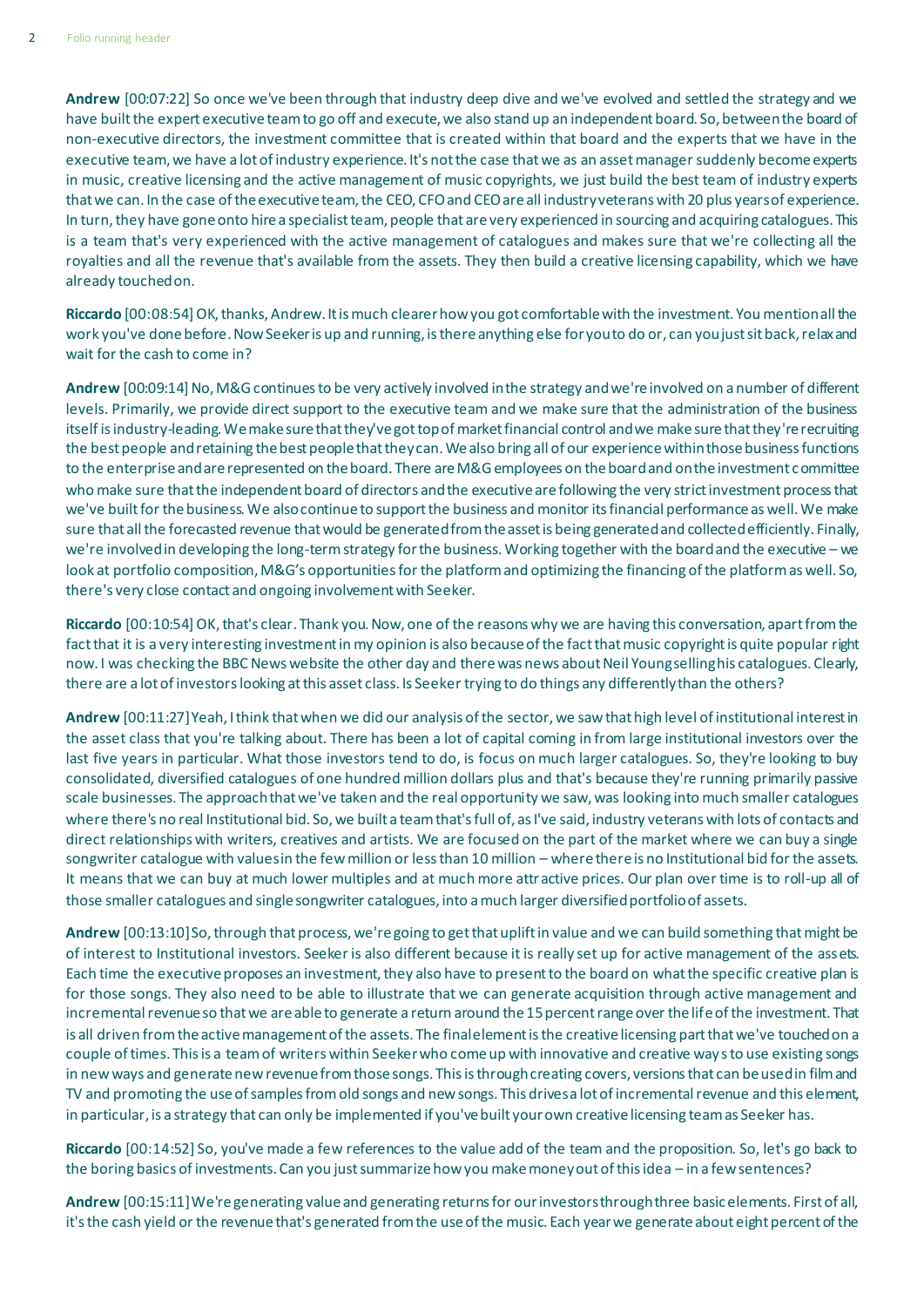**Andrew** [00:07:22] So once we've been through that industry deep dive and we've evolved and settled the strategy and we have built the expert executive team to go off and execute, we also stand up an independent board. So, between the board of non-executive directors, the investment committee that is created within that board and the experts that we have in the executive team, we have a lot of industry experience. It's not the case that we as an asset manager suddenly become experts in music, creative licensing and the active management of music copyrights, we just build the best team of industry experts that we can. In the case of the executive team, the CEO, CFO and CEO are all industry veterans with 20 plus years of experience. In turn, they have gone onto hire a specialist team, people that are very experienced in sourcing and acquiring catalogues. This is a team that's very experienced with the active management of catalogues and makes sure that we're collecting all the royalties and all the revenue that's available from the assets. They then build a creative licensing capability, which we have already touched on.

**Riccardo** [00:08:54] OK, thanks, Andrew. It is much clearer how you got comfortable with the investment. You mention all the work you've done before. Now Seeker is up and running, is there anything else for you to do or, can you just sit back, relax and wait for the cash to come in?

**Andrew** [00:09:14] No, M&G continues to be very actively involved in the strategy and we're involved on a number of different levels. Primarily, we provide direct support to the executive team and we make sure that the administration of the business itself is industry-leading. We make sure that they've got top of market financial control and we make sure that they're recruiting the best people and retaining the best people that they can. We also bring all of our experience within those business functions to the enterprise and are represented on the board. There are M&G employees on the board and on the investment committee who make sure that the independent board of directors and the executive are following the very strict investment process that we've built for the business. We also continue to support the business and monitor its financial performance as well. We make sure that all the forecasted revenue that would be generated from the asset is being generated and collected efficiently. Finally, we're involved in developing the long-term strategy for the business. Working together with the board and the executive – we look at portfolio composition, M&G's opportunities for the platform and optimizing the financing of the platform as well. So, there's very close contact and ongoing involvement with Seeker.

**Riccardo** [00:10:54] OK, that's clear. Thank you. Now, one of the reasons why we are having this conversation, apart from the fact that it is a very interesting investment in my opinion is also because of the fact that music copyright is quite popular right now. I was checking the BBC News website the other day and there was news about Neil Young selling his catalogues. Clearly, there are a lot of investors looking at this asset class. Is Seeker trying to do things any differently than the others?

**Andrew** [00:11:27] Yeah, I think that when we did our analysis of the sector, we saw that high level of institutional interest in the asset class that you're talking about. There has been a lot of capital coming in from large institutional investors over the last five years in particular. What those investors tend to do, is focus on much larger catalogues. So, they're looking to buy consolidated, diversified catalogues of one hundred million dollars plus and that's because they're running primarily passive scale businesses. The approach that we've taken and the real opportunity we saw, was looking into much smaller catalogues where there's no real Institutional bid. So, we built a team that's full of, as I've said, industry veterans with lots of contacts and direct relationships with writers, creatives and artists. We are focused on the part of the market where we can buy a single songwriter catalogue with values in the few million or less than 10 million – where there is no Institutional bid for the assets. It means that we can buy at much lower multiples and at much more attractive prices. Our plan over time is to roll-up all of those smaller catalogues and single songwriter catalogues, into a much larger diversified portfolio of assets.

**Andrew** [00:13:10] So, through that process, we're going to get that uplift in value and we can build something that might be of interest to Institutional investors. Seeker is also different because it is really set up for active management of the assets. Each time the executive proposes an investment, they also have to present to the board on what the specific creative plan is for those songs. They also need to be able to illustrate that we can generate acquisition through active management and incremental revenue so that we are able to generate a return around the 15 percent range over the life of the investment. That is all driven from the active management of the assets. The final element is the creative licensing part that we've touched on a couple of times. This is a team of writers within Seeker who come up with innovative and creative ways to use existing songs in new ways and generate new revenue from those songs. This is through creating covers, versions that can be used in film and TV and promoting the use of samples from old songs and new songs. This drives a lot of incremental revenue and this element, in particular, is a strategy that can only be implemented if you've built your own creative licensing team as Seeker has.

**Riccardo** [00:14:52] So, you've made a few references to the value add of the team and the proposition. So, let's go back to the boring basics of investments. Can you just summarize how you make money out of this idea – in a few sentences?

**Andrew** [00:15:11] We're generating value and generating returns for our investors through three basic elements. First of all, it's the cash yield or the revenue that's generated from the use of the music. Each year we generate about eight percent of the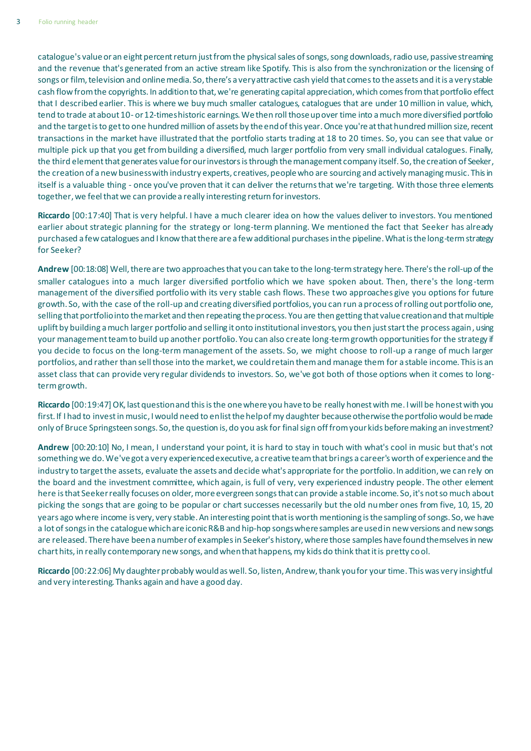catalogue's value or an eight percent return just from the physical sales of songs, song downloads, radio use, passive streaming and the revenue that's generated from an active stream like Spotify. This is also from the synchronization or the licensing of songs or film, television and online media. So, there's a very attractive cash yield that comes to the assets and it is a very stable cash flow from the copyrights. In addition to that, we're generating capital appreciation, which comes from that portfolio effect that I described earlier. This is where we buy much smaller catalogues, catalogues that are under 10 million in value, which, tend to trade at about 10- or 12-times historic earnings. We then roll those up over time into a much more diversified portfolio and the target is to get to one hundred million of assets by the end of this year. Once you're at that hundred million size, recent transactions in the market have illustrated that the portfolio starts trading at 18 to 20 times. So, you can see that value or multiple pick up that you get from building a diversified, much larger portfolio from very small individual catalogues. Finally, the third element that generates value for our investors is through the management company itself. So, the creation of Seeker, the creation of a new business with industry experts, creatives, people who are sourcing and actively managing music. This in itself is a valuable thing - once you've proven that it can deliver the returns that we're targeting. With those three elements together, we feel that we can provide a really interesting return for investors.

**Riccardo** [00:17:40] That is very helpful. I have a much clearer idea on how the values deliver to investors. You mentioned earlier about strategic planning for the strategy or long-term planning. We mentioned the fact that Seeker has already purchased a few catalogues and I know that there are a few additional purchases in the pipeline. What is the long-term strategy for Seeker?

**Andrew** [00:18:08] Well, there are two approaches that you can take to the long-term strategy here. There's the roll-up of the smaller catalogues into a much larger diversified portfolio which we have spoken about. Then, there's the long-term management of the diversified portfolio with its very stable cash flows. These two approaches give you options for future growth. So, with the case of the roll-up and creating diversified portfolios, you can run a process of rolling out portfolio one, selling that portfolio into the market and then repeating the process. You are then getting that value creation and that multiple uplift by building a much larger portfolio and selling it onto institutional investors, you then just start the process again, using your management team to build up another portfolio. You can also create long-term growth opportunities for the strategy if you decide to focus on the long-term management of the assets. So, we might choose to roll-up a range of much larger portfolios, and rather than sell those into the market, we could retain them and manage them for a stable income. This is an asset class that can provide very regular dividends to investors. So, we've got both of those options when it comes to long-term growth.

**Riccardo** [00:19:47] OK, last question and this is the one where you have to be really honest with me. I will be honest with you first. If I had to invest in music, I would need to enlist the help of my daughter because otherwise the portfolio would be made only of Bruce Springsteen songs. So, the question is, do you ask for final sign off from your kids before making an investment?

**Andrew** [00:20:10] No, I mean, I understand your point, it is hard to stay in touch with what's cool in music but that's not something we do. We've got a very experienced executive, a creative team that brings a career's worth of experience and the industry to target the assets, evaluate the assets and decide what's appropriate for the portfolio. In addition, we can rely on the board and the investment committee, which again, is full of very, very experienced industry people. The other element here is that Seeker really focuses on older, more evergreen songs that can provide a stable income. So, it's not so much about picking the songs that are going to be popular or chart successes necessarily but the old number ones from five, 10, 15, 20 years ago where income is very, very stable. An interesting point that is worth mentioning is the sampling of songs. So, we have a lot of songs in the catalogue which are iconic R&B and hip-hop songs where samples are used in new versions and new songs are released. There have been a number of examples in Seeker's history, where those samples have found themselves in new chart hits, in really contemporary new songs, and when that happens, my kids do think that it is pretty cool.

**Riccardo** [00:22:06] My daughter probably would as well. So, listen, Andrew, thank you for your time. This was very insightful and very interesting. Thanks again and have a good day.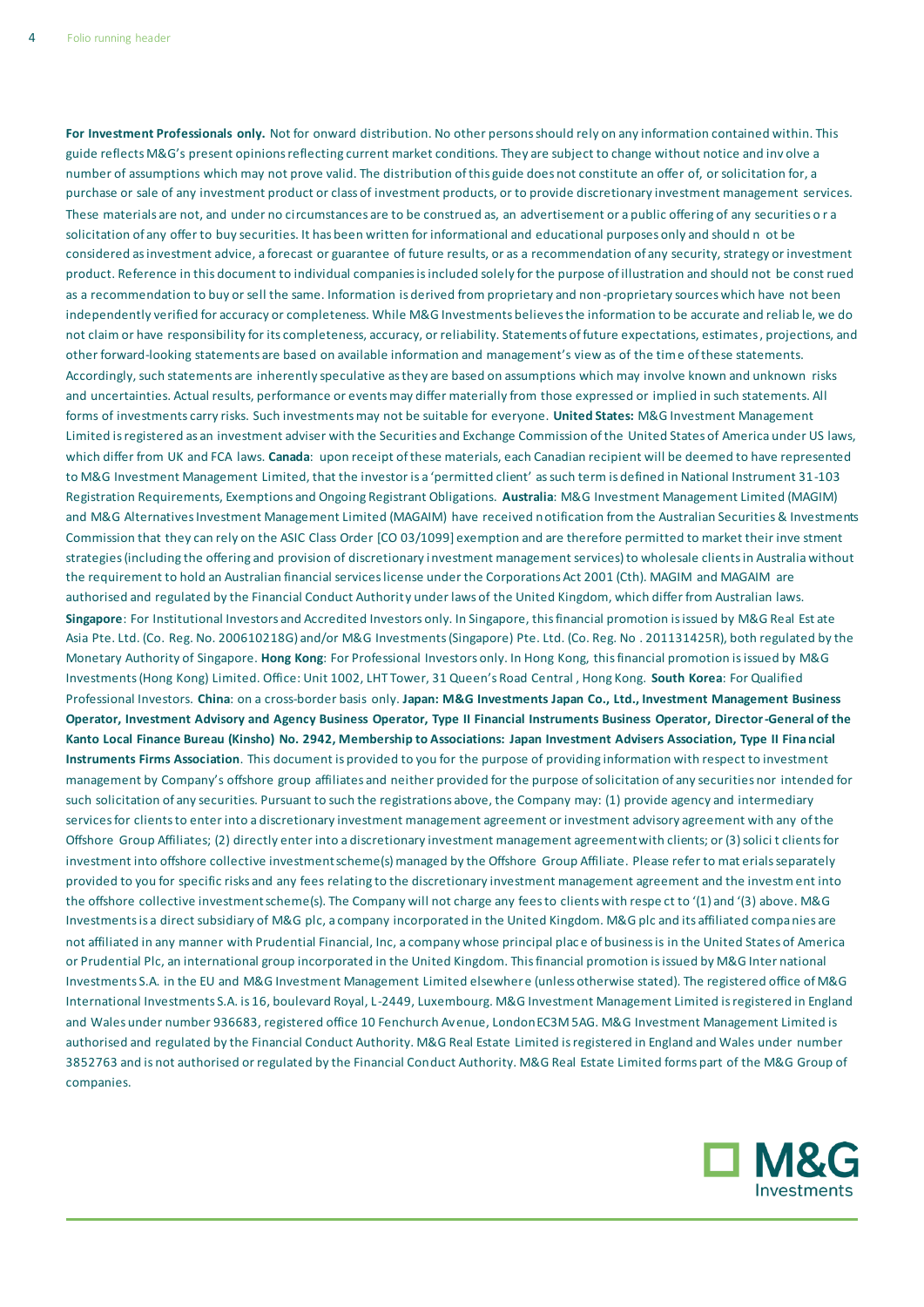**For Investment Professionals only.** Not for onward distribution. No other persons should rely on any information contained within. This guide reflects M&G's present opinions reflecting current market conditions. They are subject to change without notice and involve a number of assumptions which may not prove valid. The distribution of this guide does not constitute an offer of, or solicitation for, a purchase or sale of any investment product or class of investment products, or to provide discretionary investment management services. These materials are not, and under no circumstances are to be construed as, an advertisement or a public offering of any securities or a solicitation of any offer to buy securities. It has been written for informational and educational purposes only and should not be considered as investment advice, a forecast or guarantee of future results, or as a recommendation of any security, strategy or investment product. Reference in this document to individual companies is included solely for the purpose of illustration and should not be construed as a recommendation to buy or sell the same. Information is derived from proprietary and non-proprietary sources which have not been independently verified for accuracy or completeness. While M&G Investments believes the information to be accurate and reliable, we do not claim or have responsibility for its completeness, accuracy, or reliability. Statements of future expectations, estimates, projections, and other forward-looking statements are based on available information and management's view as of the time of these statements. Accordingly, such statements are inherently speculative as they are based on assumptions which may involve known and unknown risks and uncertainties. Actual results, performance or events may differ materially from those expressed or implied in such statements. All forms of investments carry risks. Such investments may not be suitable for everyone. **United States:** M&G Investment Management Limited is registered as an investment adviser with the Securities and Exchange Commission of the United States of America under US laws, which differ from UK and FCA laws. **Canada**: upon receipt of these materials, each Canadian recipient will be deemed to have represented to M&G Investment Management Limited, that the investor is a 'permitted client' as such term is defined in National Instrument 31-103 Registration Requirements, Exemptions and Ongoing Registrant Obligations. **Australia**: M&G Investment Management Limited (MAGIM) and M&G Alternatives Investment Management Limited (MAGAIM) have received notification from the Australian Securities & Investments Commission that they can rely on the ASIC Class Order [CO 03/1099] exemption and are therefore permitted to market their investment strategies (including the offering and provision of discretionary investment management services) to wholesale clients in Australia without the requirement to hold an Australian financial services license under the Corporations Act 2001 (Cth). MAGIM and MAGAIM are authorised and regulated by the Financial Conduct Authority under laws of the United Kingdom, which differ from Australian laws. **Singapore**: For Institutional Investors and Accredited Investors only. In Singapore, this financial promotion is issued by M&G Real Estate Asia Pte. Ltd. (Co. Reg. No. 200610218G) and/or M&G Investments (Singapore) Pte. Ltd. (Co. Reg. No . 201131425R), both regulated by the Monetary Authority of Singapore. **Hong Kong**: For Professional Investors only. In Hong Kong, this financial promotion is issued by M&G Investments (Hong Kong) Limited. Office: Unit 1002, LHT Tower, 31 Queen's Road Central , Hong Kong. **South Korea**: For Qualified Professional Investors. **China**: on a cross-border basis only. **Japan: M&G Investments Japan Co., Ltd., Investment Management Business Operator, Investment Advisory and Agency Business Operator, Type II Financial Instruments Business Operator, Director-General of the Kanto Local Finance Bureau (Kinsho) No. 2942, Membership to Associations: Japan Investment Advisers Association, Type II Financial Instruments Firms Association**. This document is provided to you for the purpose of providing information with respect to investment management by Company's offshore group affiliates and neither provided for the purpose of solicitation of any securities nor intended for such solicitation of any securities. Pursuant to such the registrations above, the Company may: (1) provide agency and intermediary services for clients to enter into a discretionary investment management agreement or investment advisory agreement with any of the Offshore Group Affiliates; (2) directly enter into a discretionary investment management agreement with clients; or (3) solicit clients for investment into offshore collective investment scheme(s) managed by the Offshore Group Affiliate. Please refer to materials separately provided to you for specific risks and any fees relating to the discretionary investment management agreement and the investment into the offshore collective investment scheme(s). The Company will not charge any fees to clients with respect to '(1) and '(3) above. M&G Investments is a direct subsidiary of M&G plc, a company incorporated in the United Kingdom. M&G plc and its affiliated companies are not affiliated in any manner with Prudential Financial, Inc, a company whose principal place of business is in the United States of America or Prudential Plc, an international group incorporated in the United Kingdom. This financial promotion is issued by M&G International Investments S.A. in the EU and M&G Investment Management Limited elsewhere (unless otherwise stated). The registered office of M&G International Investments S.A. is 16, boulevard Royal, L-2449, Luxembourg. M&G Investment Management Limited is registered in England and Wales under number 936683, registered office 10 Fenchurch Avenue, London EC3M 5AG. M&G Investment Management Limited is authorised and regulated by the Financial Conduct Authority. M&G Real Estate Limited is registered in England and Wales under number 3852763 and is not authorised or regulated by the Financial Conduct Authority. M&G Real Estate Limited forms part of the M&G Group of companies.

M&G Investments